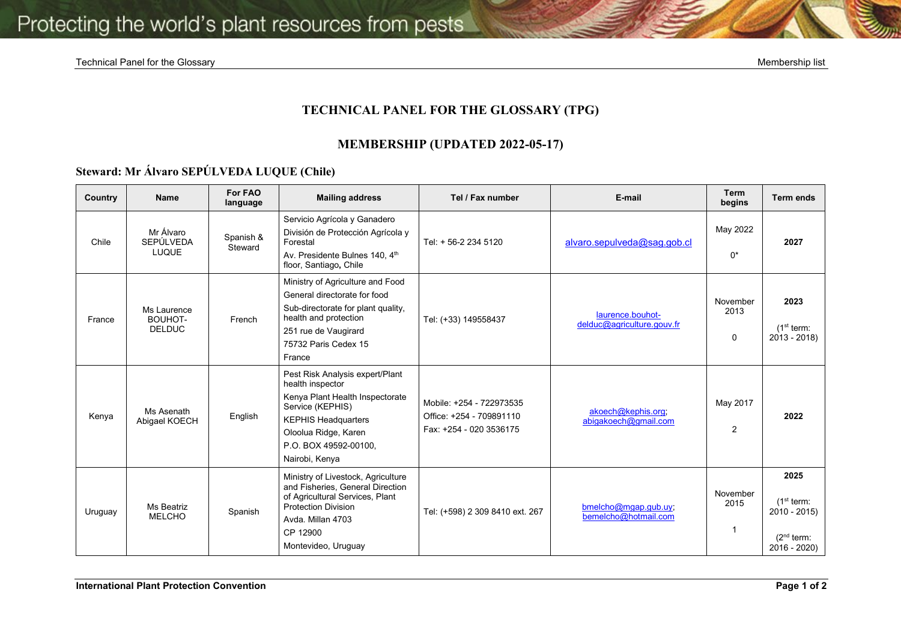# TECHNICAL PANEL FOR THE GLOSSARY (TPG)

## MEMBERSHIP (UPDATED 2022-05-17)

### Steward: Mr Álvaro SEPÚLVEDA LUQUE (Chile)

| Country | Name | For FAO language | Mailing address | Tel / Fax number | E-mail | Term begins | Term ends |
|---|---|---|---|---|---|---|---|
| Chile | Mr Álvaro SEPÚLVEDA LUQUE | Spanish & Steward | Servicio Agrícola y Ganadero<br>División de Protección Agrícola y Forestal<br>Av. Presidente Bulnes 140, 4th floor, Santiago, Chile | Tel: + 56-2 234 5120 | alvaro.sepulveda@sag.gob.cl | May 2022<br><br>0* | **2027** |
| France | Ms Laurence BOUHOT-DELDUC | French | Ministry of Agriculture and Food<br>General directorate for food<br>Sub-directorate for plant quality, health and protection<br>251 rue de Vaugirard<br>75732 Paris Cedex 15<br>France | Tel: (+33) 149558437 | laurence.bouhot-delduc@agriculture.gouv.fr | November 2013<br><br>0 | **2023**<br><br>(1st term: 2013 - 2018) |
| Kenya | Ms Asenath Abigael KOECH | English | Pest Risk Analysis expert/Plant health inspector<br>Kenya Plant Health Inspectorate Service (KEPHIS)<br>KEPHIS Headquarters<br>Oloolua Ridge, Karen<br>P.O. BOX 49592-00100,<br>Nairobi, Kenya | Mobile: +254 - 722973535<br>Office: +254 - 709891110<br>Fax: +254 - 020 3536175 | akoech@kephis.org;<br>abigakoech@gmail.com | May 2017<br><br>2 | **2022** |
| Uruguay | Ms Beatriz MELCHO | Spanish | Ministry of Livestock, Agriculture and Fisheries, General Direction of Agricultural Services, Plant Protection Division<br>Avda. Millan 4703<br>CP 12900<br>Montevideo, Uruguay | Tel: (+598) 2 309 8410 ext. 267 | bmelcho@mgap.gub.uy;<br>bemelcho@hotmail.com | November 2015<br><br>1 | **2025**<br><br>(1st term: 2010 - 2015)<br><br>(2nd term: 2016 - 2020) |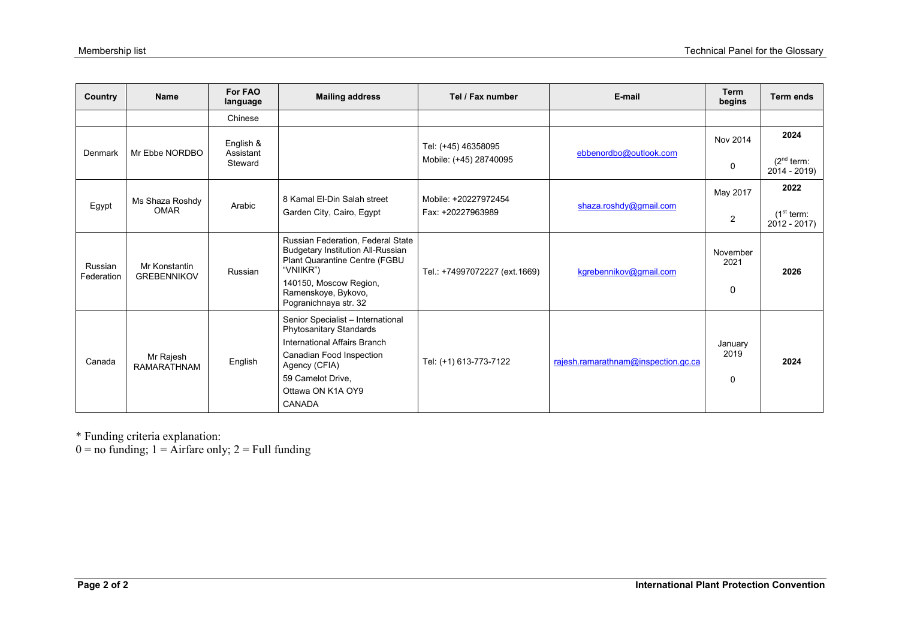| Country | Name | For FAO language | Mailing address | Tel / Fax number | E-mail | Term begins | Term ends |
|---|---|---|---|---|---|---|---|
| | | Chinese | | | | | |
| Denmark | Mr Ebbe NORDBO | English & Assistant Steward | | Tel: (+45) 46358095<br>Mobile: (+45) 28740095 | ebbenordbo@outlook.com | Nov 2014<br><br>0 | **2024**<br><br>(2nd term: 2014 - 2019) |
| Egypt | Ms Shaza Roshdy OMAR | Arabic | 8 Kamal El-Din Salah street<br>Garden City, Cairo, Egypt | Mobile: +20227972454<br>Fax: +20227963989 | shaza.roshdy@gmail.com | May 2017<br><br>2 | **2022**<br><br>(1st term: 2012 - 2017) |
| Russian Federation | Mr Konstantin GREBENNIKOV | Russian | Russian Federation, Federal State Budgetary Institution All-Russian Plant Quarantine Centre (FGBU "VNIIKR")<br>140150, Moscow Region, Ramenskoye, Bykovo, Pogranichnaya str. 32 | Tel.: +74997072227 (ext.1669) | kgrebennikov@gmail.com | November 2021<br><br>0 | **2026** |
| Canada | Mr Rajesh RAMARATHNAM | English | Senior Specialist – International Phytosanitary Standards<br>International Affairs Branch<br>Canadian Food Inspection Agency (CFIA)<br>59 Camelot Drive,<br>Ottawa ON K1A OY9<br>CANADA | Tel: (+1) 613-773-7122 | rajesh.ramarathnam@inspection.gc.ca | January 2019<br><br>0 | **2024** |

* Funding criteria explanation:
0 = no funding; 1 = Airfare only; 2 = Full funding